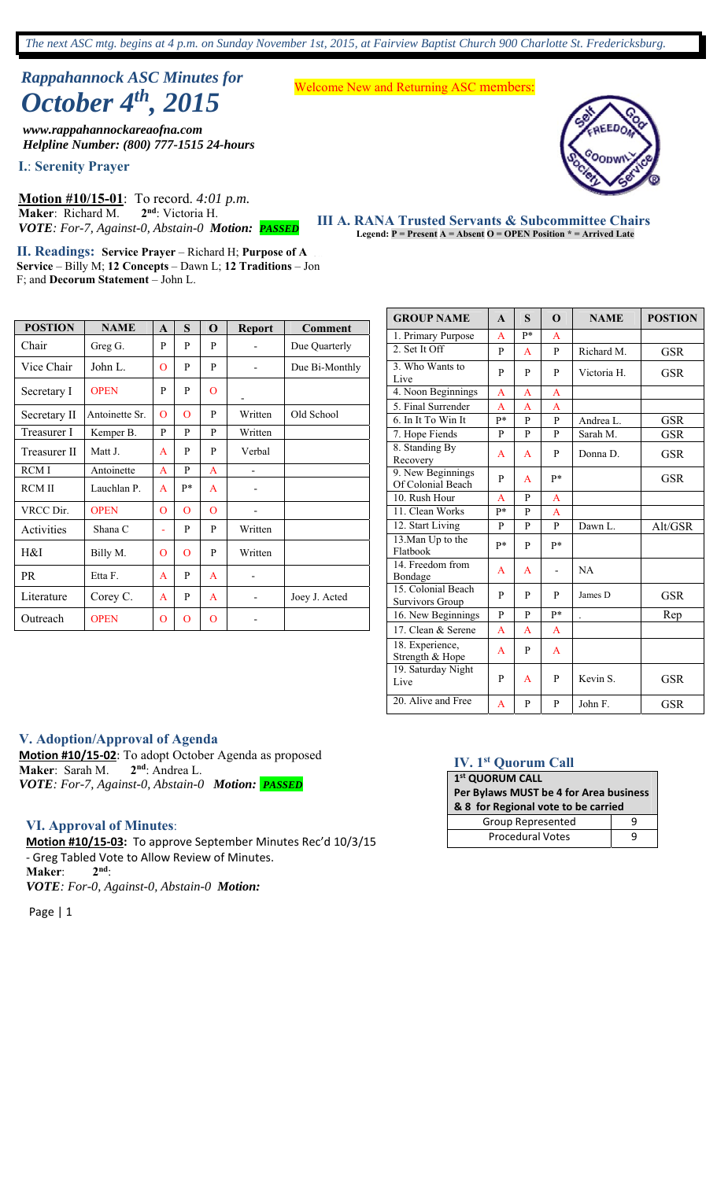*The next ASC mtg. begins at 4 p.m. on Sunday November 1st, 2015, at Fairview Baptist Church 900 Charlotte St. Fredericksburg.*

## *Rappahannock ASC Minutes for*
# *October 4th, 2015*

Welcome New and Returning ASC members:

***www.rappahannockareaofna.com***
***Helpline Number: (800) 777-1515 24-hours***

**I.: Serenity Prayer**

**Motion #10/15-01**: To record. *4:01 p.m.*
**Maker**: Richard M. **2nd**: Victoria H.
***VOTE**: For-7, Against-0, Abstain-0* ***Motion: PASSED***

**II. Readings: Service Prayer** – Richard H; **Purpose of A Service** – Billy M; **12 Concepts** – Dawn L; **12 Traditions** – Jon F; and **Decorum Statement** – John L.

### III A. RANA Trusted Servants & Subcommittee Chairs

**Legend: P = Present A = Absent O = OPEN Position * = Arrived Late**

| POSTION | NAME | A | S | O | Report | Comment |
|---|---|---|---|---|---|---|
| Chair | Greg G. | P | P | P | - | Due Quarterly |
| Vice Chair | John L. | O | P | P | - | Due Bi-Monthly |
| Secretary I | OPEN | P | P | O | - | |
| Secretary II | Antoinette Sr. | O | O | P | Written | Old School |
| Treasurer I | Kemper B. | P | P | P | Written | |
| Treasurer II | Matt J. | A | P | P | Verbal | |
| RCM I | Antoinette | A | P | A | - | |
| RCM II | Lauchlan P. | A | P* | A | - | |
| VRCC Dir. | OPEN | O | O | O | - | |
| Activities | Shana C | - | P | P | Written | |
| H&I | Billy M. | O | O | P | Written | |
| PR | Etta F. | A | P | A | - | |
| Literature | Corey C. | A | P | A | - | Joey J. Acted |
| Outreach | OPEN | O | O | O | - | |

| GROUP NAME | A | S | O | NAME | POSTION |
|---|---|---|---|---|---|
| 1. Primary Purpose | A | P* | A | | |
| 2. Set It Off | P | A | P | Richard M. | GSR |
| 3. Who Wants to Live | P | P | P | Victoria H. | GSR |
| 4. Noon Beginnings | A | A | A | | |
| 5. Final Surrender | A | A | A | | |
| 6. In It To Win It | P* | P | P | Andrea L. | GSR |
| 7. Hope Fiends | P | P | P | Sarah M. | GSR |
| 8. Standing By Recovery | A | A | P | Donna D. | GSR |
| 9. New Beginnings Of Colonial Beach | P | A | P* | | GSR |
| 10. Rush Hour | A | P | A | | |
| 11. Clean Works | P* | P | A | | |
| 12. Start Living | P | P | P | Dawn L. | Alt/GSR |
| 13.Man Up to the Flatbook | P* | P | P* | | |
| 14. Freedom from Bondage | A | A | - | NA | |
| 15. Colonial Beach Survivors Group | P | P | P | James D | GSR |
| 16. New Beginnings | P | P | P* | . | Rep |
| 17. Clean & Serene | A | A | A | | |
| 18. Experience, Strength & Hope | A | P | A | | |
| 19. Saturday Night Live | P | A | P | Kevin S. | GSR |
| 20. Alive and Free | A | P | P | John F. | GSR |

### IV. 1st Quorum Call

| 1st QUORUM CALL Per Bylaws MUST be 4 for Area business & 8 for Regional vote to be carried | |
|---|---|
| Group Represented | 9 |
| Procedural Votes | 9 |

### V. Adoption/Approval of Agenda

**Motion #10/15-02**: To adopt October Agenda as proposed
**Maker**: Sarah M. **2nd**: Andrea L.
***VOTE**: For-7, Against-0, Abstain-0* ***Motion: PASSED***

### VI. Approval of Minutes:

**Motion #10/15-03:** To approve September Minutes Rec'd 10/3/15 - Greg Tabled Vote to Allow Review of Minutes.
**Maker**: **2nd**:
***VOTE**: For-0, Against-0, Abstain-0* ***Motion:***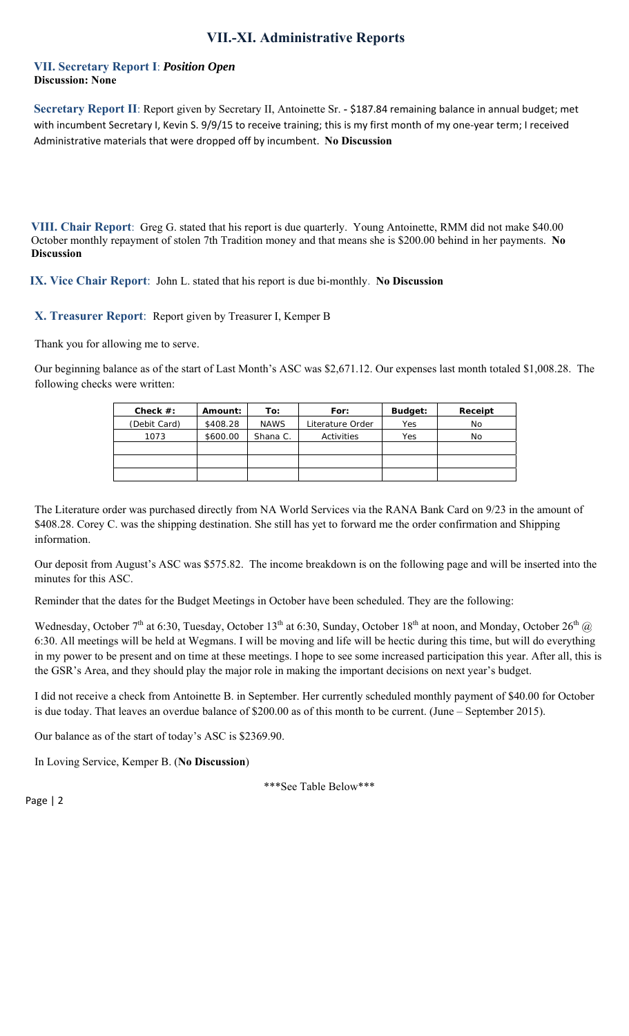# VII.-XI. Administrative Reports

**VII. Secretary Report I**: ***Position Open***
**Discussion: None**

**Secretary Report II**: Report given by Secretary II, Antoinette Sr. - $187.84 remaining balance in annual budget; met with incumbent Secretary I, Kevin S. 9/9/15 to receive training; this is my first month of my one-year term; I received Administrative materials that were dropped off by incumbent. **No Discussion**

**VIII. Chair Report**: Greg G. stated that his report is due quarterly. Young Antoinette, RMM did not make $40.00 October monthly repayment of stolen 7th Tradition money and that means she is $200.00 behind in her payments. **No Discussion**

**IX. Vice Chair Report**: John L. stated that his report is due bi-monthly. **No Discussion**

**X. Treasurer Report**: Report given by Treasurer I, Kemper B

Thank you for allowing me to serve.

Our beginning balance as of the start of Last Month's ASC was $2,671.12. Our expenses last month totaled $1,008.28. The following checks were written:

| Check #: | Amount: | To: | For: | Budget: | Receipt |
|---|---|---|---|---|---|
| (Debit Card) | $408.28 | NAWS | Literature Order | Yes | No |
| 1073 | $600.00 | Shana C. | Activities | Yes | No |
| | | | | | |
| | | | | | |
| | | | | | |

The Literature order was purchased directly from NA World Services via the RANA Bank Card on 9/23 in the amount of $408.28. Corey C. was the shipping destination. She still has yet to forward me the order confirmation and Shipping information.

Our deposit from August's ASC was $575.82. The income breakdown is on the following page and will be inserted into the minutes for this ASC.

Reminder that the dates for the Budget Meetings in October have been scheduled. They are the following:

Wednesday, October 7th at 6:30, Tuesday, October 13th at 6:30, Sunday, October 18th at noon, and Monday, October 26th @ 6:30. All meetings will be held at Wegmans. I will be moving and life will be hectic during this time, but will do everything in my power to be present and on time at these meetings. I hope to see some increased participation this year. After all, this is the GSR's Area, and they should play the major role in making the important decisions on next year's budget.

I did not receive a check from Antoinette B. in September. Her currently scheduled monthly payment of $40.00 for October is due today. That leaves an overdue balance of $200.00 as of this month to be current. (June – September 2015).

Our balance as of the start of today's ASC is $2369.90.

In Loving Service, Kemper B. (**No Discussion**)

\*\*\*See Table Below\*\*\*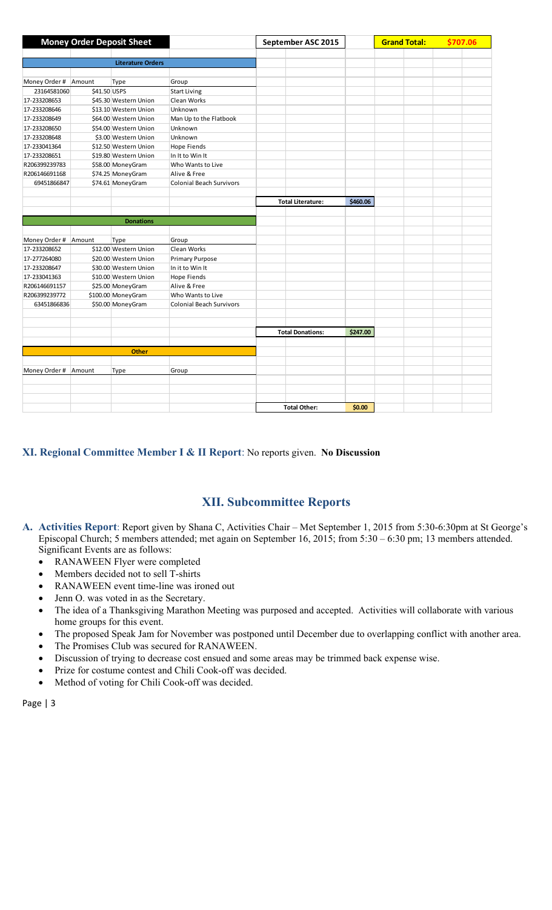| Money Order Deposit Sheet | | | | September ASC 2015 | | Grand Total: | $707.06 |
|---|---|---|---|---|---|---|---|
| **Literature Orders** | | | | | | | |
| Money Order # | Amount | Type | Group | | | | |
| 23164581060 | $41.50 | USPS | Start Living | | | | |
| 17-233208653 | $45.30 | Western Union | Clean Works | | | | |
| 17-233208646 | $13.10 | Western Union | Unknown | | | | |
| 17-233208649 | $64.00 | Western Union | Man Up to the Flatbook | | | | |
| 17-233208650 | $54.00 | Western Union | Unknown | | | | |
| 17-233208648 | $3.00 | Western Union | Unknown | | | | |
| 17-233041364 | $12.50 | Western Union | Hope Fiends | | | | |
| 17-233208651 | $19.80 | Western Union | In It to Win It | | | | |
| R206399239783 | $58.00 | MoneyGram | Who Wants to Live | | | | |
| R206146691168 | $74.25 | MoneyGram | Alive & Free | | | | |
| 69451866847 | $74.61 | MoneyGram | Colonial Beach Survivors | | | | |
| | | | | Total Literature: | $460.06 | | |
| **Donations** | | | | | | | |
| Money Order # | Amount | Type | Group | | | | |
| 17-233208652 | $12.00 | Western Union | Clean Works | | | | |
| 17-277264080 | $20.00 | Western Union | Primary Purpose | | | | |
| 17-233208647 | $30.00 | Western Union | In it to Win It | | | | |
| 17-233041363 | $10.00 | Western Union | Hope Fiends | | | | |
| R206146691157 | $25.00 | MoneyGram | Alive & Free | | | | |
| R206399239772 | $100.00 | MoneyGram | Who Wants to Live | | | | |
| 63451866836 | $50.00 | MoneyGram | Colonial Beach Survivors | | | | |
| | | | | Total Donations: | $247.00 | | |
| **Other** | | | | | | | |
| Money Order # | Amount | Type | Group | | | | |
| | | | | Total Other: | $0.00 | | |

**XI. Regional Committee Member I & II Report**: No reports given. **No Discussion**

## XII. Subcommittee Reports

**A. Activities Report**: Report given by Shana C, Activities Chair – Met September 1, 2015 from 5:30-6:30pm at St George's Episcopal Church; 5 members attended; met again on September 16, 2015; from 5:30 – 6:30 pm; 13 members attended. Significant Events are as follows:

- RANAWEEN Flyer were completed
- Members decided not to sell T-shirts
- RANAWEEN event time-line was ironed out
- Jenn O. was voted in as the Secretary.
- The idea of a Thanksgiving Marathon Meeting was purposed and accepted. Activities will collaborate with various home groups for this event.
- The proposed Speak Jam for November was postponed until December due to overlapping conflict with another area.
- The Promises Club was secured for RANAWEEN.
- Discussion of trying to decrease cost ensued and some areas may be trimmed back expense wise.
- Prize for costume contest and Chili Cook-off was decided.
- Method of voting for Chili Cook-off was decided.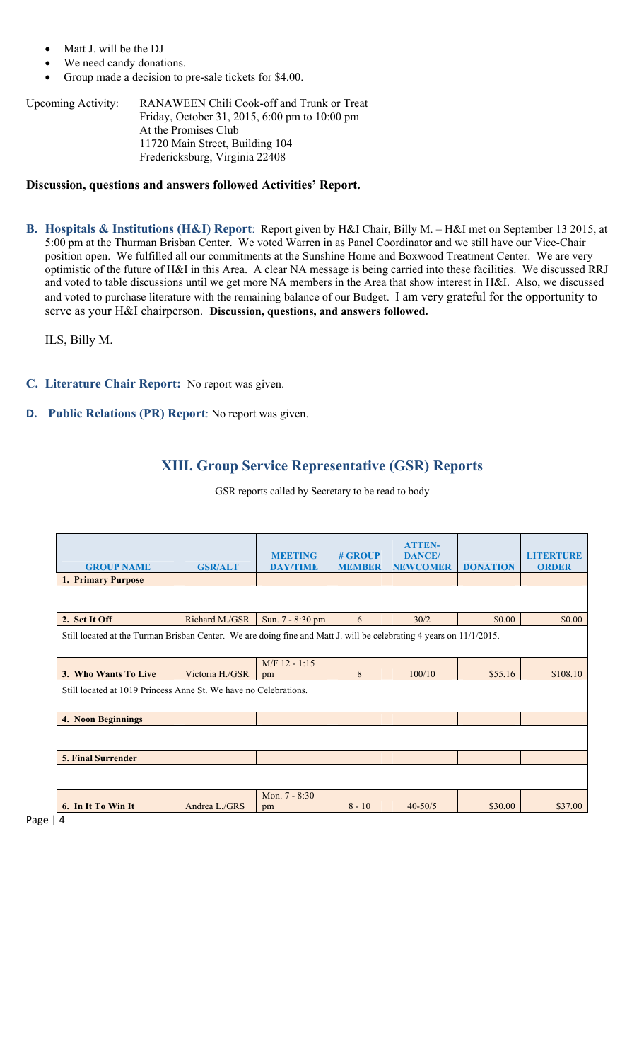- Matt J. will be the DJ
- We need candy donations.
- Group made a decision to pre-sale tickets for $4.00.

Upcoming Activity: RANAWEEN Chili Cook-off and Trunk or Treat
Friday, October 31, 2015, 6:00 pm to 10:00 pm
At the Promises Club
11720 Main Street, Building 104
Fredericksburg, Virginia 22408

**Discussion, questions and answers followed Activities' Report.**

**B. Hospitals & Institutions (H&I) Report**: Report given by H&I Chair, Billy M. – H&I met on September 13 2015, at 5:00 pm at the Thurman Brisban Center. We voted Warren in as Panel Coordinator and we still have our Vice-Chair position open. We fulfilled all our commitments at the Sunshine Home and Boxwood Treatment Center. We are very optimistic of the future of H&I in this Area. A clear NA message is being carried into these facilities. We discussed RRJ and voted to table discussions until we get more NA members in the Area that show interest in H&I. Also, we discussed and voted to purchase literature with the remaining balance of our Budget. I am very grateful for the opportunity to serve as your H&I chairperson. **Discussion, questions, and answers followed.**

ILS, Billy M.

**C. Literature Chair Report:** No report was given.

**D. Public Relations (PR) Report**: No report was given.

## XIII. Group Service Representative (GSR) Reports

GSR reports called by Secretary to be read to body

| GROUP NAME | GSR/ALT | MEETING DAY/TIME | # GROUP MEMBER | ATTEN-DANCE/ NEWCOMER | DONATION | LITERTURE ORDER |
|---|---|---|---|---|---|---|
| 1. Primary Purpose | | | | | | |
| | | | | | | |
| 2. Set It Off | Richard M./GSR | Sun. 7 - 8:30 pm | 6 | 30/2 | $0.00 | $0.00 |
| Still located at the Turman Brisban Center. We are doing fine and Matt J. will be celebrating 4 years on 11/1/2015. | | | | | | |
| 3. Who Wants To Live | Victoria H./GSR | M/F 12 - 1:15 pm | 8 | 100/10 | $55.16 | $108.10 |
| Still located at 1019 Princess Anne St. We have no Celebrations. | | | | | | |
| 4. Noon Beginnings | | | | | | |
| | | | | | | |
| 5. Final Surrender | | | | | | |
| | | | | | | |
| 6. In It To Win It | Andrea L./GRS | Mon. 7 - 8:30 pm | 8 - 10 | 40-50/5 | $30.00 | $37.00 |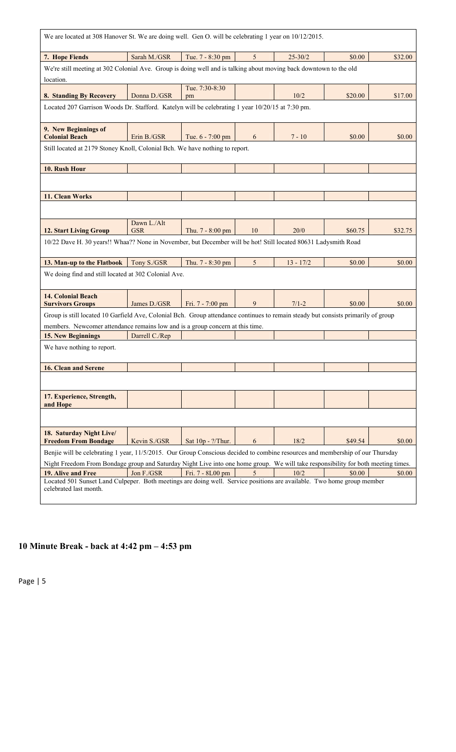| | | | | | | |
|---|---|---|---|---|---|---|
| We are located at 308 Hanover St. We are doing well. Gen O. will be celebrating 1 year on 10/12/2015. | | | | | | |
| **7. Hope Fiends** | Sarah M./GSR | Tue. 7 - 8:30 pm | 5 | 25-30/2 | $0.00 | $32.00 |
| We're still meeting at 302 Colonial Ave. Group is doing well and is talking about moving back downtown to the old location. | | | | | | |
| **8. Standing By Recovery** | Donna D./GSR | Tue. 7:30-8:30 pm | | 10/2 | $20.00 | $17.00 |
| Located 207 Garrison Woods Dr. Stafford. Katelyn will be celebrating 1 year 10/20/15 at 7:30 pm. | | | | | | |
| **9. New Beginnings of Colonial Beach** | Erin B./GSR | Tue. 6 - 7:00 pm | 6 | 7 - 10 | $0.00 | $0.00 |
| Still located at 2179 Stoney Knoll, Colonial Bch. We have nothing to report. | | | | | | |
| **10. Rush Hour** | | | | | | |
| | | | | | | |
| **11. Clean Works** | | | | | | |
| | | | | | | |
| **12. Start Living Group** | Dawn L./Alt GSR | Thu. 7 - 8:00 pm | 10 | 20/0 | $60.75 | $32.75 |
| 10/22 Dave H. 30 years!! Whaa?? None in November, but December will be hot! Still located 80631 Ladysmith Road | | | | | | |
| **13. Man-up to the Flatbook** | Tony S./GSR | Thu. 7 - 8:30 pm | 5 | 13 - 17/2 | $0.00 | $0.00 |
| We doing find and still located at 302 Colonial Ave. | | | | | | |
| **14. Colonial Beach Survivors Groups** | James D./GSR | Fri. 7 - 7:00 pm | 9 | 7/1-2 | $0.00 | $0.00 |
| Group is still located 10 Garfield Ave, Colonial Bch. Group attendance continues to remain steady but consists primarily of group members. Newcomer attendance remains low and is a group concern at this time. | | | | | | |
| **15. New Beginnings** | Darrell C./Rep | | | | | |
| We have nothing to report. | | | | | | |
| **16. Clean and Serene** | | | | | | |
| | | | | | | |
| **17. Experience, Strength, and Hope** | | | | | | |
| | | | | | | |
| **18. Saturday Night Live/ Freedom From Bondage** | Kevin S./GSR | Sat 10p - ?/Thur. | 6 | 18/2 | $49.54 | $0.00 |
| Benjie will be celebrating 1 year, 11/5/2015. Our Group Conscious decided to combine resources and membership of our Thursday Night Freedom From Bondage group and Saturday Night Live into one home group. We will take responsibility for both meeting times. | | | | | | |
| **19. Alive and Free** | Jon F./GSR | Fri. 7 - 8L00 pm | 5 | 10/2 | $0.00 | $0.00 |
| Located 501 Sunset Land Culpeper. Both meetings are doing well. Service positions are available. Two home group member celebrated last month. | | | | | | |

## 10 Minute Break - back at 4:42 pm – 4:53 pm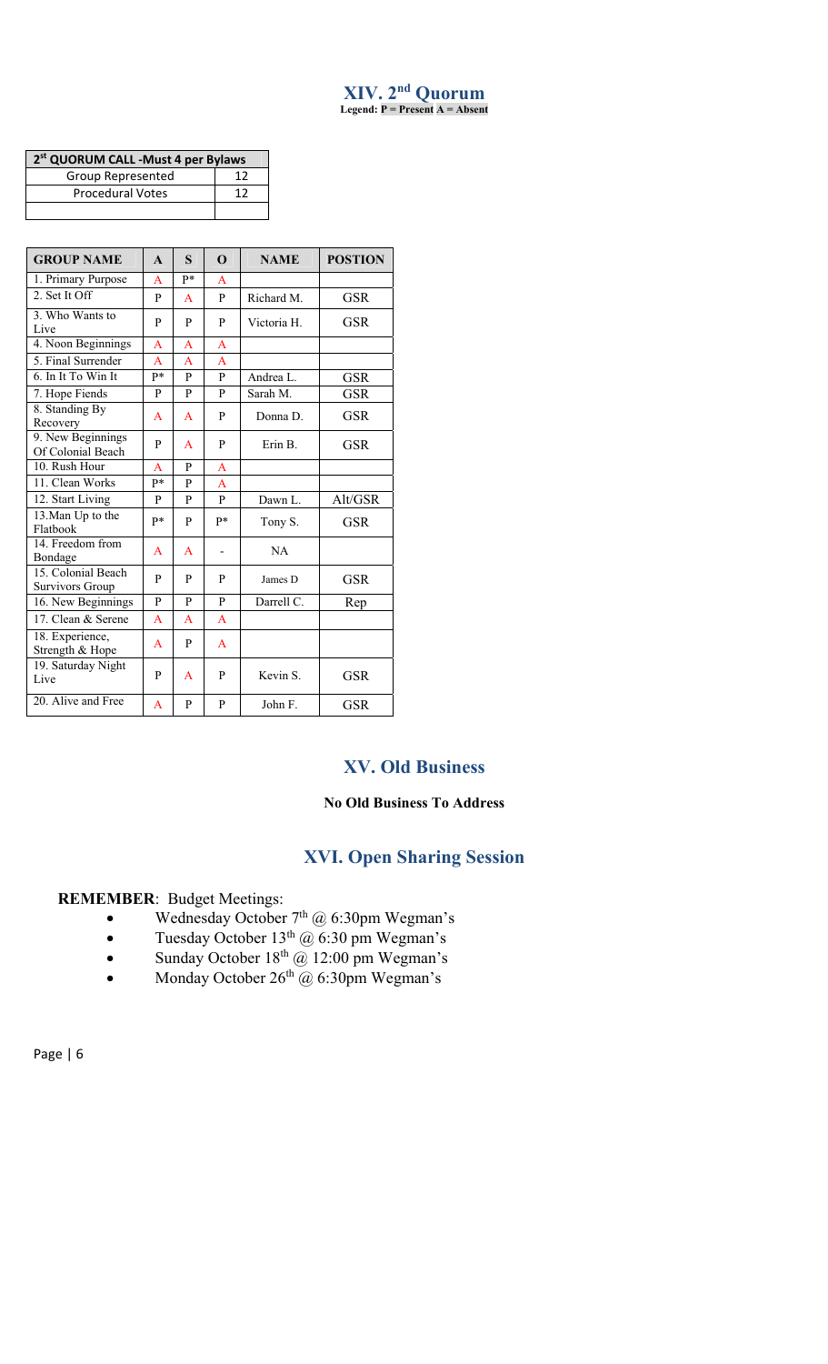## XIV. 2nd Quorum

**Legend: P = Present A = Absent**

| 2st QUORUM CALL -Must 4 per Bylaws | |
|---|---|
| Group Represented | 12 |
| Procedural Votes | 12 |
| | |

| GROUP NAME | A | S | O | NAME | POSTION |
|---|---|---|---|---|---|
| 1. Primary Purpose | A | P* | A | | |
| 2. Set It Off | P | A | P | Richard M. | GSR |
| 3. Who Wants to Live | P | P | P | Victoria H. | GSR |
| 4. Noon Beginnings | A | A | A | | |
| 5. Final Surrender | A | A | A | | |
| 6. In It To Win It | P* | P | P | Andrea L. | GSR |
| 7. Hope Fiends | P | P | P | Sarah M. | GSR |
| 8. Standing By Recovery | A | A | P | Donna D. | GSR |
| 9. New Beginnings Of Colonial Beach | P | A | P | Erin B. | GSR |
| 10. Rush Hour | A | P | A | | |
| 11. Clean Works | P* | P | A | | |
| 12. Start Living | P | P | P | Dawn L. | Alt/GSR |
| 13.Man Up to the Flatbook | P* | P | P* | Tony S. | GSR |
| 14. Freedom from Bondage | A | A | - | NA | |
| 15. Colonial Beach Survivors Group | P | P | P | James D | GSR |
| 16. New Beginnings | P | P | P | Darrell C. | Rep |
| 17. Clean & Serene | A | A | A | | |
| 18. Experience, Strength & Hope | A | P | A | | |
| 19. Saturday Night Live | P | A | P | Kevin S. | GSR |
| 20. Alive and Free | A | P | P | John F. | GSR |

## XV. Old Business

**No Old Business To Address**

## XVI. Open Sharing Session

**REMEMBER**: Budget Meetings:

- Wednesday October 7th @ 6:30pm Wegman's
- Tuesday October 13th @ 6:30 pm Wegman's
- Sunday October 18th @ 12:00 pm Wegman's
- Monday October 26th @ 6:30pm Wegman's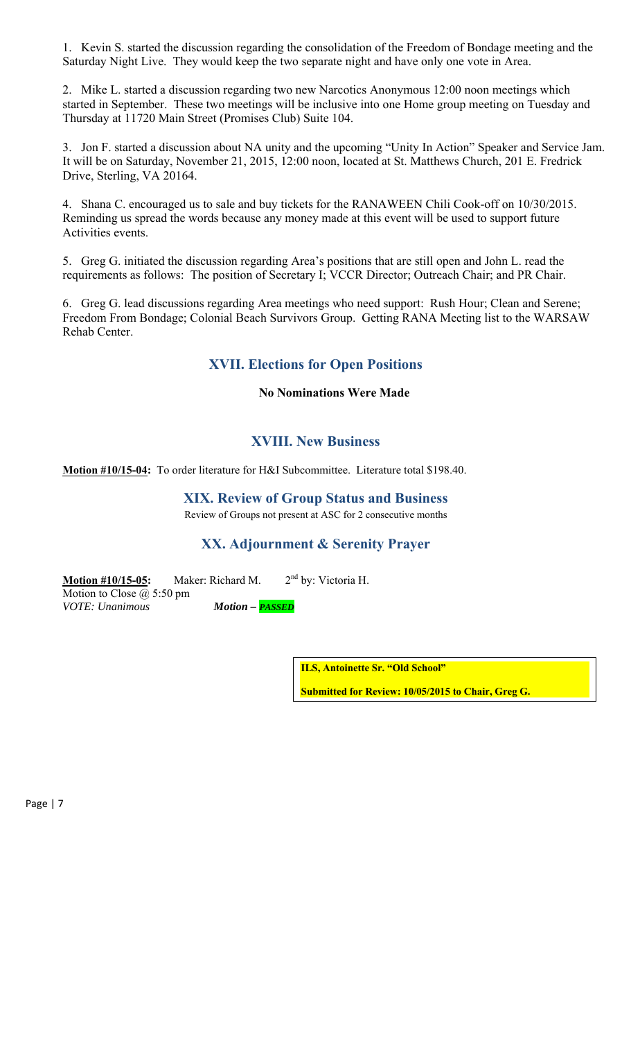1. Kevin S. started the discussion regarding the consolidation of the Freedom of Bondage meeting and the Saturday Night Live. They would keep the two separate night and have only one vote in Area.

2. Mike L. started a discussion regarding two new Narcotics Anonymous 12:00 noon meetings which started in September. These two meetings will be inclusive into one Home group meeting on Tuesday and Thursday at 11720 Main Street (Promises Club) Suite 104.

3. Jon F. started a discussion about NA unity and the upcoming "Unity In Action" Speaker and Service Jam. It will be on Saturday, November 21, 2015, 12:00 noon, located at St. Matthews Church, 201 E. Fredrick Drive, Sterling, VA 20164.

4. Shana C. encouraged us to sale and buy tickets for the RANAWEEN Chili Cook-off on 10/30/2015. Reminding us spread the words because any money made at this event will be used to support future Activities events.

5. Greg G. initiated the discussion regarding Area's positions that are still open and John L. read the requirements as follows: The position of Secretary I; VCCR Director; Outreach Chair; and PR Chair.

6. Greg G. lead discussions regarding Area meetings who need support: Rush Hour; Clean and Serene; Freedom From Bondage; Colonial Beach Survivors Group. Getting RANA Meeting list to the WARSAW Rehab Center.

## XVII. Elections for Open Positions

**No Nominations Were Made**

## XVIII. New Business

**Motion #10/15-04:** To order literature for H&I Subcommittee. Literature total $198.40.

## XIX. Review of Group Status and Business

Review of Groups not present at ASC for 2 consecutive months

## XX. Adjournment & Serenity Prayer

**Motion #10/15-05:** Maker: Richard M. 2nd by: Victoria H.
Motion to Close @ 5:50 pm
*VOTE: Unanimous* ***Motion – PASSED***

**ILS, Antoinette Sr. "Old School"**

**Submitted for Review: 10/05/2015 to Chair, Greg G.**